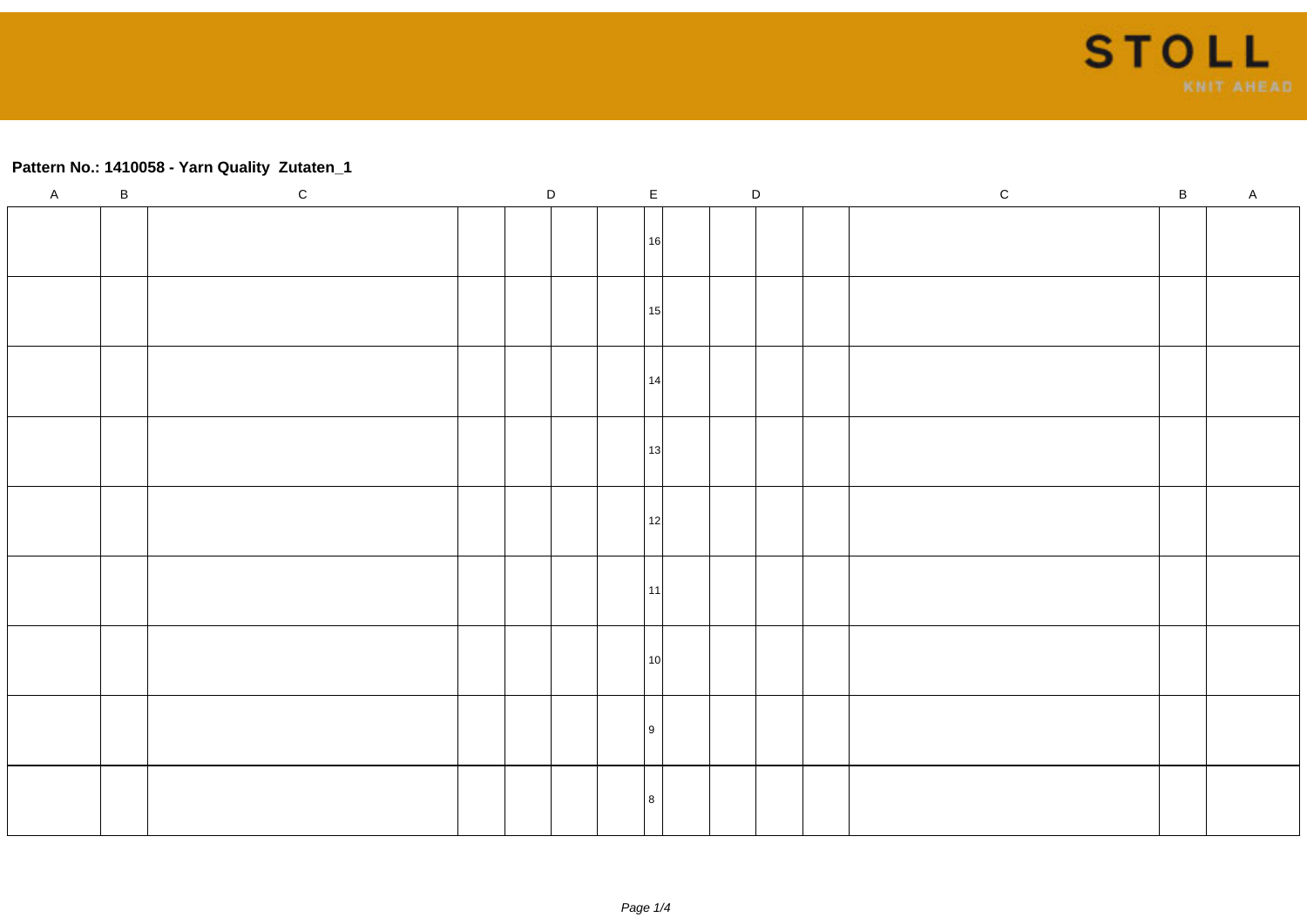**Pattern No.: 1410058 - Yarn Quality Zutaten_1**

| A | B | C | D | | | | E | D | | | | C | B | A |
|---|---|---|---|---|---|---|---|---|---|---|---|---|---|---|
| | | | | | | | 16 | | | | | | | |
| | | | | | | | 15 | | | | | | | |
| | | | | | | | 14 | | | | | | | |
| | | | | | | | 13 | | | | | | | |
| | | | | | | | 12 | | | | | | | |
| | | | | | | | 11 | | | | | | | |
| | | | | | | | 10 | | | | | | | |
| | | | | | | | 9 | | | | | | | |
| | | | | | | | 8 | | | | | | | |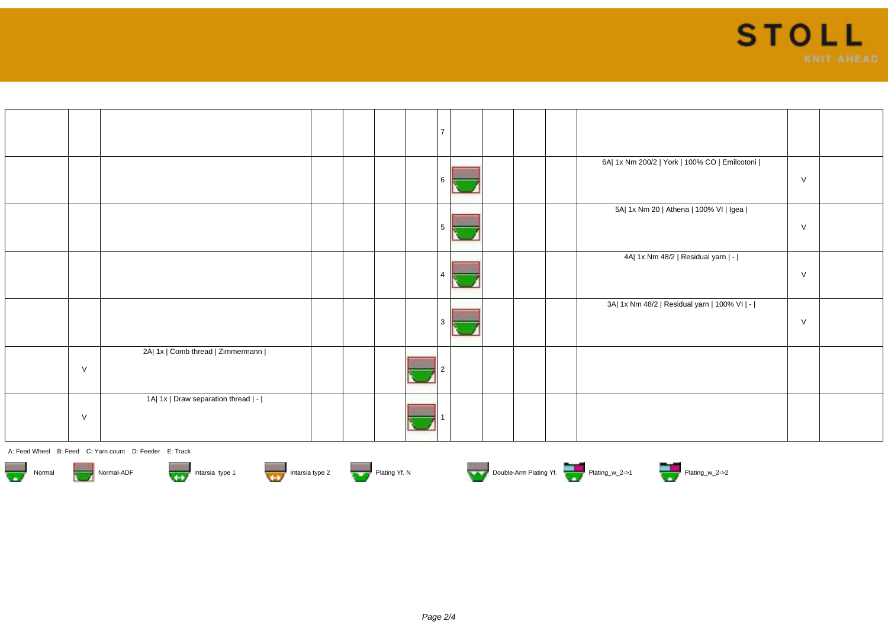| | | | | | | | | | | | | | |
|---|---|---|---|---|---|---|---|---|---|---|---|---|---|
| | | | | | | 7 | | | | | | | |
| | | | | | | 6 | | | | | 6A\| 1x Nm 200/2 \| York \| 100% CO \| Emilcotoni \| | V | |
| | | | | | | 5 | | | | | 5A\| 1x Nm 20 \| Athena \| 100% VI \| Igea \| | V | |
| | | | | | | 4 | | | | | 4A\| 1x Nm 48/2 \| Residual yarn \| - \| | V | |
| | | | | | | 3 | | | | | 3A\| 1x Nm 48/2 \| Residual yarn \| 100% VI \| - \| | V | |
| | V | 2A\| 1x \| Comb thread \| Zimmermann \| | | | | 2 | | | | | | | |
| | V | 1A\| 1x \| Draw separation thread \| - \| | | | | 1 | | | | | | | |

A: Feed Wheel B: Feed C: Yarn count D: Feeder E: Track

Normal | Normal-ADF | Intarsia type 1 | Intarsia type 2 | Plating Yf. N | Double-Arm Plating Yf. | Plating_w_2->1 | Plating_w_2->2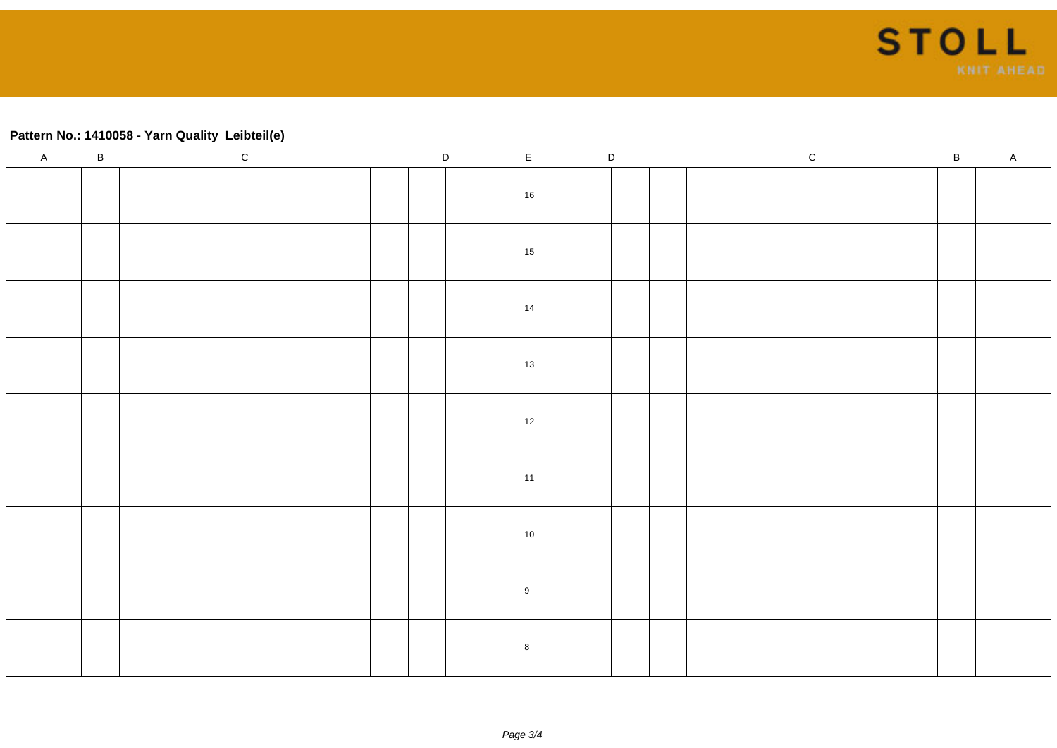**Pattern No.: 1410058 - Yarn Quality  Leibteil(e)**

| A | B | C | D | | | | E | D | | | | C | B | A |
|---|---|---|---|---|---|---|---|---|---|---|---|---|---|---|
| | | | | | | | 16 | | | | | | | |
| | | | | | | | 15 | | | | | | | |
| | | | | | | | 14 | | | | | | | |
| | | | | | | | 13 | | | | | | | |
| | | | | | | | 12 | | | | | | | |
| | | | | | | | 11 | | | | | | | |
| | | | | | | | 10 | | | | | | | |
| | | | | | | | 9 | | | | | | | |
| | | | | | | | 8 | | | | | | | |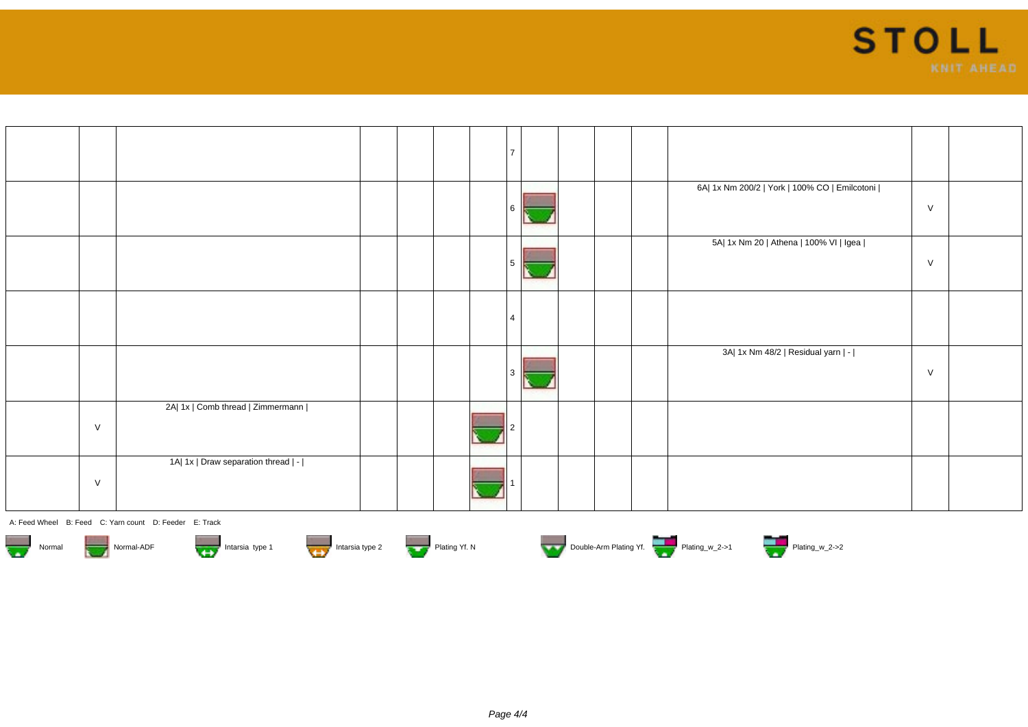| | | | | | | | | | | | | |
|---|---|---|---|---|---|---|---|---|---|---|---|---|
| | | | | | | | 7 | | | | | |
| | | | | | | | 6 | | | | 6A\| 1x Nm 200/2 \| York \| 100% CO \| Emilcotoni \| | V |
| | | | | | | | 5 | | | | 5A\| 1x Nm 20 \| Athena \| 100% VI \| Igea \| | V |
| | | | | | | | 4 | | | | | |
| | | | | | | | 3 | | | | 3A\| 1x Nm 48/2 \| Residual yarn \| - \| | V |
| | V | 2A\| 1x \| Comb thread \| Zimmermann \| | | | | | 2 | | | | | |
| | V | 1A\| 1x \| Draw separation thread \| - \| | | | | | 1 | | | | | |

A: Feed Wheel B: Feed C: Yarn count D: Feeder E: Track

Normal Normal-ADF Intarsia type 1 Intarsia type 2 Plating Yf. N Double-Arm Plating Yf. Plating_w_2->1 Plating_w_2->2